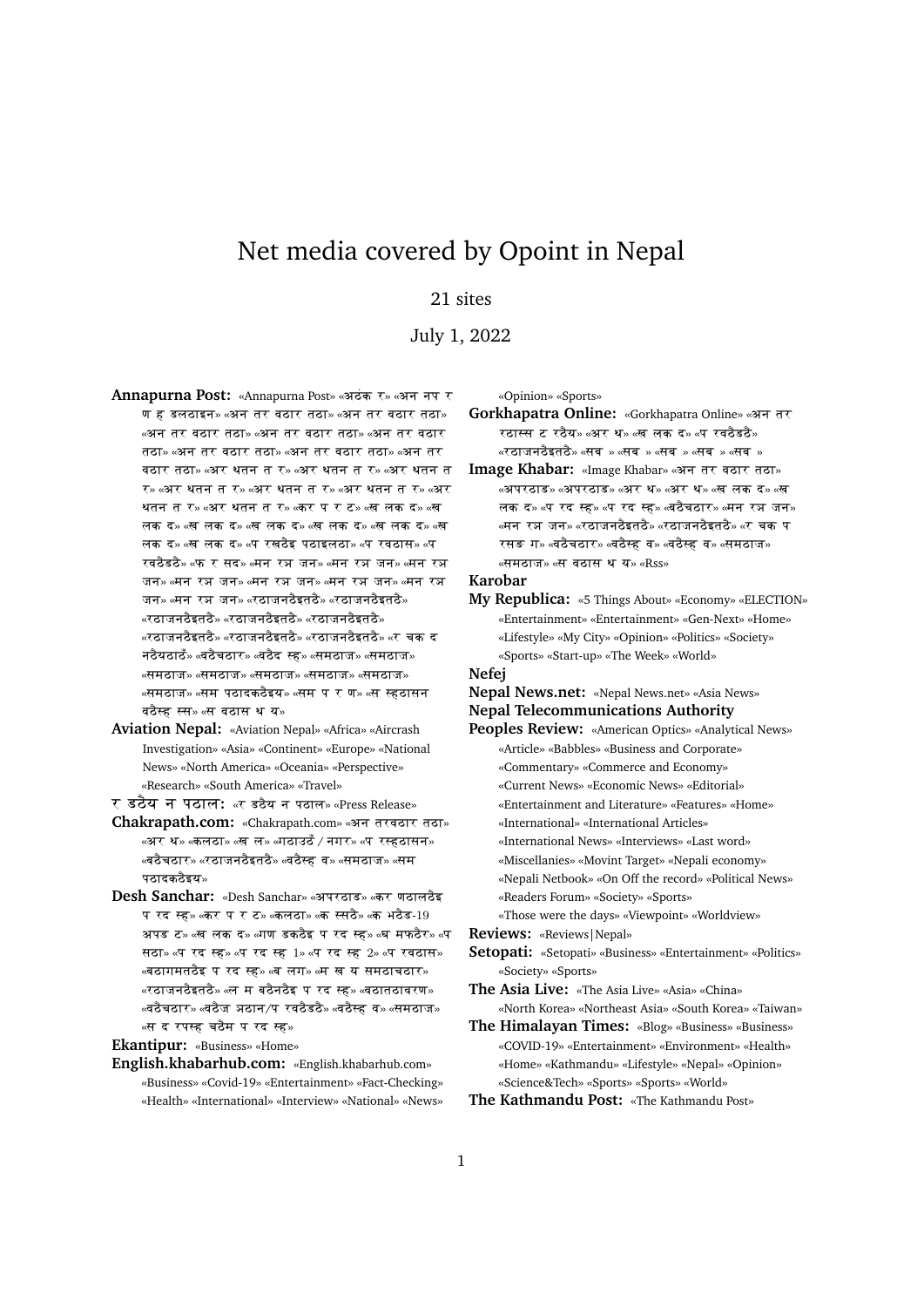# Net media covered by Opoint in Nepal

21 sites

July 1, 2022

**Annapurna Post:** «Annapurna Post» «अठंक र» «अन नप र ण ह डलठाइन» «अन तर वठार तठा» «अन तर वठार तठा» «अन तर वठार तठा» «अन तर वठार तठा» «अन तर वठार तठा» «अन तर वठार तठा» «अन तर वठार तठा» «अन तर वठार तठा» «अर थतन त र» «अर थतन त र» «अर थतन त र» «अर थतन त र» «अर थतन त र» «अर थतन त र» «अर थतन त र» «अर थतन त र» «कर प र ट» «ख लक द» «ख लक द» «ख लक द» «ख लक द» «ख लक द» «ख लक द» «ख लक द» «ख लक द» «ख लक द» «प रखठैइ पठाइलठा» «प रवठास» «प रवठैडठै» «फ र सद» «मन रञ जन» «मन रञ जन» «मन रञ जन» «मन रञ जन» «मन रञ जन» «मन रञ जन» «मन रञ जन» «मन रञ जन» «रठाजनठैइतठै» «रठाजनठैइतठै» «रठाजनठैइतठै» «रठाजनठैइतठै» «रठाजनठैइतठै» «रठाजनठैइतठै» «रठाजनठैइतठै» «र चक द नठैयठाठँ» «वठैचठार» «वठैद स्ह» «समठाज» «समठाज» «समठाज» «समठाज» «समठाज» «समठाज» «समठाज» «समठाज» «सम पठादकठैइय» «सम प र ण» «स स्हठासन वठैस्ह स्स» «स वठास थ य»

**Aviation Nepal:** «Aviation Nepal» «Africa» «Aircrash Investigation» «Asia» «Continent» «Europe» «National News» «North America» «Oceania» «Perspective» «Research» «South America» «Travel»

**र डठैय न पठाल:** «र डठैय न पठाल» «Press Release»

**Chakrapath.com:** «Chakrapath.com» «अन तरवठार तठा» «अर थ» «कलठा» «ख ल» «गठाउठँ / नगर» «प रस्हठासन» «वठैचठार» «रठाजनठैइतठै» «वठैस्ह व» «समठाज» «सम पठादकठैइय»

**Desh Sanchar:** «Desh Sanchar» «अपरठाङ» «कर णठालठैइ प रद स्ह» «कर प र ट» «कलठा» «क स्सठै» «क भठैड-19 अपड ट» «ख लक द» «गण डकठैइ प रद स्ह» «ब मफठैर» «प सठा» «प रद स्ह» «प रद स्ह 1» «प रद स्ह 2» «प रवठास» «बठागमतठैइ प रद स्ह» «ब लग» «म ख य समठाचठार» «रठाजनठैइतठै» «ल म बठैनठैइ प रद स्ह» «वठातठावरण» «वठैचठार» «वठैज ञठान/प रवठैडठै» «वठैस्ह व» «समठाज» «स द रपस्ह चठैम प रद स्ह»

**Ekantipur:** «Business» «Home»

**English.khabarhub.com:** «English.khabarhub.com» «Business» «Covid-19» «Entertainment» «Fact-Checking» «Health» «International» «Interview» «National» «News» «Opinion» «Sports»

**Gorkhapatra Online:** «Gorkhapatra Online» «अन तर रठास्स ट रठैय» «अर थ» «ख लक द» «प रवठैडठै» «रठाजनठैइतठै» «सब » «सब » «सब » «सब » «सब »

**Image Khabar:** «Image Khabar» «अन तर वठार तठा» «अपरठाङ» «अपरठाङ» «अर थ» «अर थ» «ख लक द» «ख लक द» «प रद स्ह» «प रद स्ह» «वठैचठार» «मन रञ जन» «मन रञ जन» «रठाजनठैइतठै» «रठाजनठैइतठै» «र चक प रसङ ग» «वठैचठार» «वठैस्ह व» «वठैस्ह व» «समठाज» «समठाज» «स वठास थ य» «Rss»

**Karobar**

**My Republica:** «5 Things About» «Economy» «ELECTION» «Entertainment» «Entertainment» «Gen-Next» «Home» «Lifestyle» «My City» «Opinion» «Politics» «Society» «Sports» «Start-up» «The Week» «World»

**Nefej**

**Nepal News.net:** «Nepal News.net» «Asia News»

**Nepal Telecommunications Authority**

**Peoples Review:** «American Optics» «Analytical News» «Article» «Babbles» «Business and Corporate» «Commentary» «Commerce and Economy» «Current News» «Economic News» «Editorial» «Entertainment and Literature» «Features» «Home» «International» «International Articles» «International News» «Interviews» «Last word» «Miscellanies» «Movint Target» «Nepali economy» «Nepali Netbook» «On Off the record» «Political News» «Readers Forum» «Society» «Sports» «Those were the days» «Viewpoint» «Worldview»

**Reviews:** «Reviews|Nepal»

**Setopati:** «Setopati» «Business» «Entertainment» «Politics» «Society» «Sports»

**The Asia Live:** «The Asia Live» «Asia» «China» «North Korea» «Northeast Asia» «South Korea» «Taiwan»

**The Himalayan Times:** «Blog» «Business» «Business» «COVID-19» «Entertainment» «Environment» «Health» «Home» «Kathmandu» «Lifestyle» «Nepal» «Opinion» «Science&Tech» «Sports» «Sports» «World»

**The Kathmandu Post:** «The Kathmandu Post»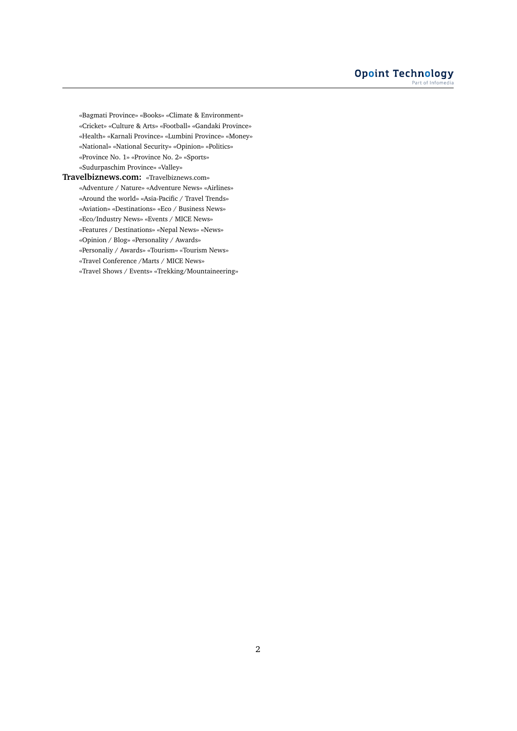«Bagmati Province» «Books» «Climate & Environment»
«Cricket» «Culture & Arts» «Football» «Gandaki Province»
«Health» «Karnali Province» «Lumbini Province» «Money»
«National» «National Security» «Opinion» «Politics»
«Province No. 1» «Province No. 2» «Sports»
«Sudurpaschim Province» «Valley»

**Travelbiznews.com:** «Travelbiznews.com»
«Adventure / Nature» «Adventure News» «Airlines»
«Around the world» «Asia-Pacific / Travel Trends»
«Aviation» «Destinations» «Eco / Business News»
«Eco/Industry News» «Events / MICE News»
«Features / Destinations» «Nepal News» «News»
«Opinion / Blog» «Personality / Awards»
«Personaliy / Awards» «Tourism» «Tourism News»
«Travel Conference /Marts / MICE News»
«Travel Shows / Events» «Trekking/Mountaineering»